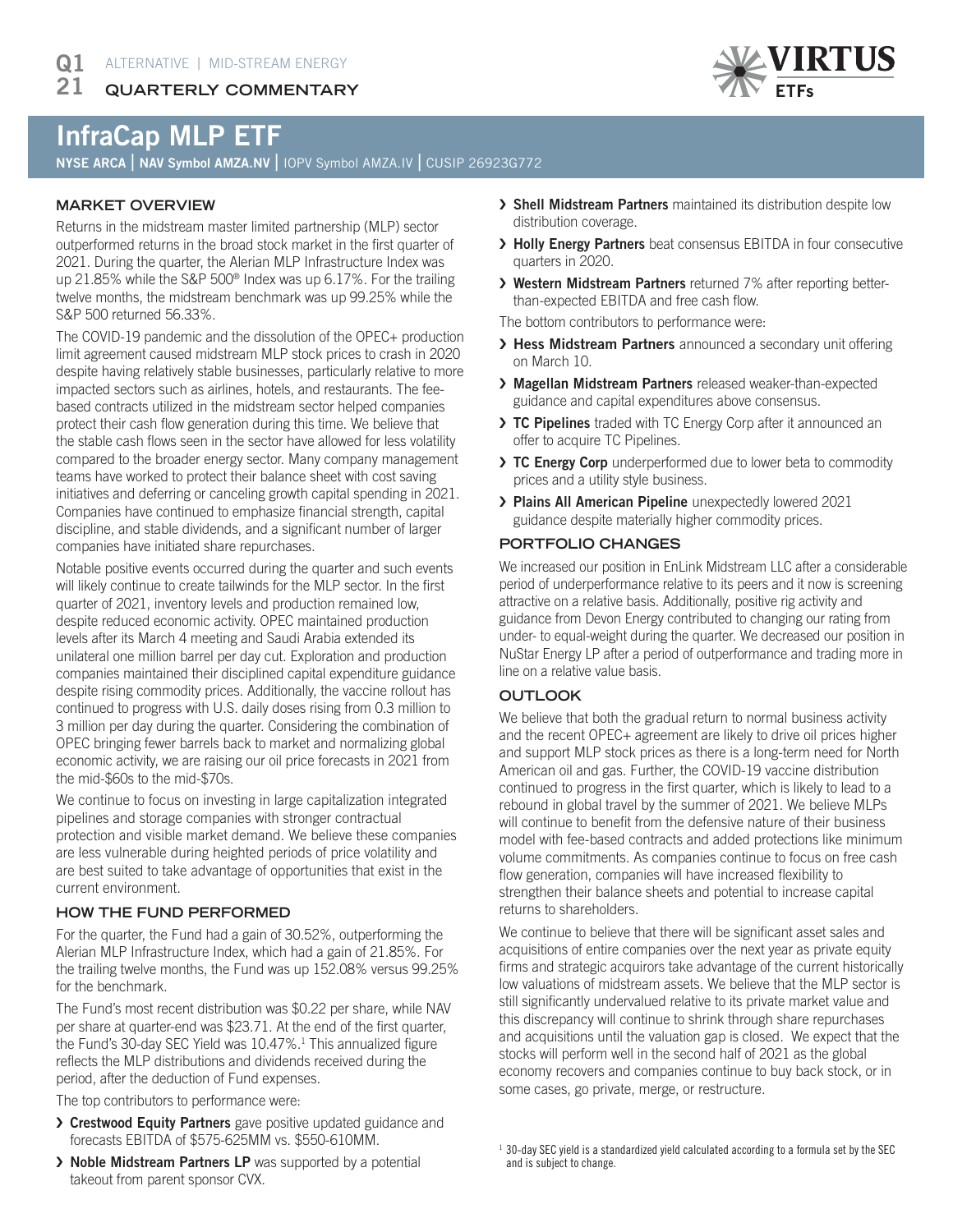Q1 21 ALTERNATIVE | MID-STREAM ENERGY

QUARTERLY COMMENTARY

# InfraCap MLP ETF

**NYSE ARCA** | **NAV Symbol AMZA.NV** | IOPV Symbol AMZA.IV | CUSIP 26923G772

## MARKET OVERVIEW

Returns in the midstream master limited partnership (MLP) sector outperformed returns in the broad stock market in the first quarter of 2021. During the quarter, the Alerian MLP Infrastructure Index was up 21.85% while the S&P 500® Index was up 6.17%. For the trailing twelve months, the midstream benchmark was up 99.25% while the S&P 500 returned 56.33%.

The COVID-19 pandemic and the dissolution of the OPEC+ production limit agreement caused midstream MLP stock prices to crash in 2020 despite having relatively stable businesses, particularly relative to more impacted sectors such as airlines, hotels, and restaurants. The fee-based contracts utilized in the midstream sector helped companies protect their cash flow generation during this time. We believe that the stable cash flows seen in the sector have allowed for less volatility compared to the broader energy sector. Many company management teams have worked to protect their balance sheet with cost saving initiatives and deferring or canceling growth capital spending in 2021. Companies have continued to emphasize financial strength, capital discipline, and stable dividends, and a significant number of larger companies have initiated share repurchases.

Notable positive events occurred during the quarter and such events will likely continue to create tailwinds for the MLP sector. In the first quarter of 2021, inventory levels and production remained low, despite reduced economic activity. OPEC maintained production levels after its March 4 meeting and Saudi Arabia extended its unilateral one million barrel per day cut. Exploration and production companies maintained their disciplined capital expenditure guidance despite rising commodity prices. Additionally, the vaccine rollout has continued to progress with U.S. daily doses rising from 0.3 million to 3 million per day during the quarter. Considering the combination of OPEC bringing fewer barrels back to market and normalizing global economic activity, we are raising our oil price forecasts in 2021 from the mid-$60s to the mid-$70s.

We continue to focus on investing in large capitalization integrated pipelines and storage companies with stronger contractual protection and visible market demand. We believe these companies are less vulnerable during heighted periods of price volatility and are best suited to take advantage of opportunities that exist in the current environment.

## HOW THE FUND PERFORMED

For the quarter, the Fund had a gain of 30.52%, outperforming the Alerian MLP Infrastructure Index, which had a gain of 21.85%. For the trailing twelve months, the Fund was up 152.08% versus 99.25% for the benchmark.

The Fund's most recent distribution was $0.22 per share, while NAV per share at quarter-end was $23.71. At the end of the first quarter, the Fund's 30-day SEC Yield was 10.47%.[1] This annualized figure reflects the MLP distributions and dividends received during the period, after the deduction of Fund expenses.

The top contributors to performance were:

- **Crestwood Equity Partners** gave positive updated guidance and forecasts EBITDA of $575-625MM vs. $550-610MM.
- **Noble Midstream Partners LP** was supported by a potential takeout from parent sponsor CVX.
- **Shell Midstream Partners** maintained its distribution despite low distribution coverage.
- **Holly Energy Partners** beat consensus EBITDA in four consecutive quarters in 2020.
- **Western Midstream Partners** returned 7% after reporting better-than-expected EBITDA and free cash flow.

The bottom contributors to performance were:

- **Hess Midstream Partners** announced a secondary unit offering on March 10.
- **Magellan Midstream Partners** released weaker-than-expected guidance and capital expenditures above consensus.
- **TC Pipelines** traded with TC Energy Corp after it announced an offer to acquire TC Pipelines.
- **TC Energy Corp** underperformed due to lower beta to commodity prices and a utility style business.
- **Plains All American Pipeline** unexpectedly lowered 2021 guidance despite materially higher commodity prices.

## PORTFOLIO CHANGES

We increased our position in EnLink Midstream LLC after a considerable period of underperformance relative to its peers and it now is screening attractive on a relative basis. Additionally, positive rig activity and guidance from Devon Energy contributed to changing our rating from under- to equal-weight during the quarter. We decreased our position in NuStar Energy LP after a period of outperformance and trading more in line on a relative value basis.

## OUTLOOK

We believe that both the gradual return to normal business activity and the recent OPEC+ agreement are likely to drive oil prices higher and support MLP stock prices as there is a long-term need for North American oil and gas. Further, the COVID-19 vaccine distribution continued to progress in the first quarter, which is likely to lead to a rebound in global travel by the summer of 2021. We believe MLPs will continue to benefit from the defensive nature of their business model with fee-based contracts and added protections like minimum volume commitments. As companies continue to focus on free cash flow generation, companies will have increased flexibility to strengthen their balance sheets and potential to increase capital returns to shareholders.

We continue to believe that there will be significant asset sales and acquisitions of entire companies over the next year as private equity firms and strategic acquirors take advantage of the current historically low valuations of midstream assets. We believe that the MLP sector is still significantly undervalued relative to its private market value and this discrepancy will continue to shrink through share repurchases and acquisitions until the valuation gap is closed. We expect that the stocks will perform well in the second half of 2021 as the global economy recovers and companies continue to buy back stock, or in some cases, go private, merge, or restructure.

[1] 30-day SEC yield is a standardized yield calculated according to a formula set by the SEC and is subject to change.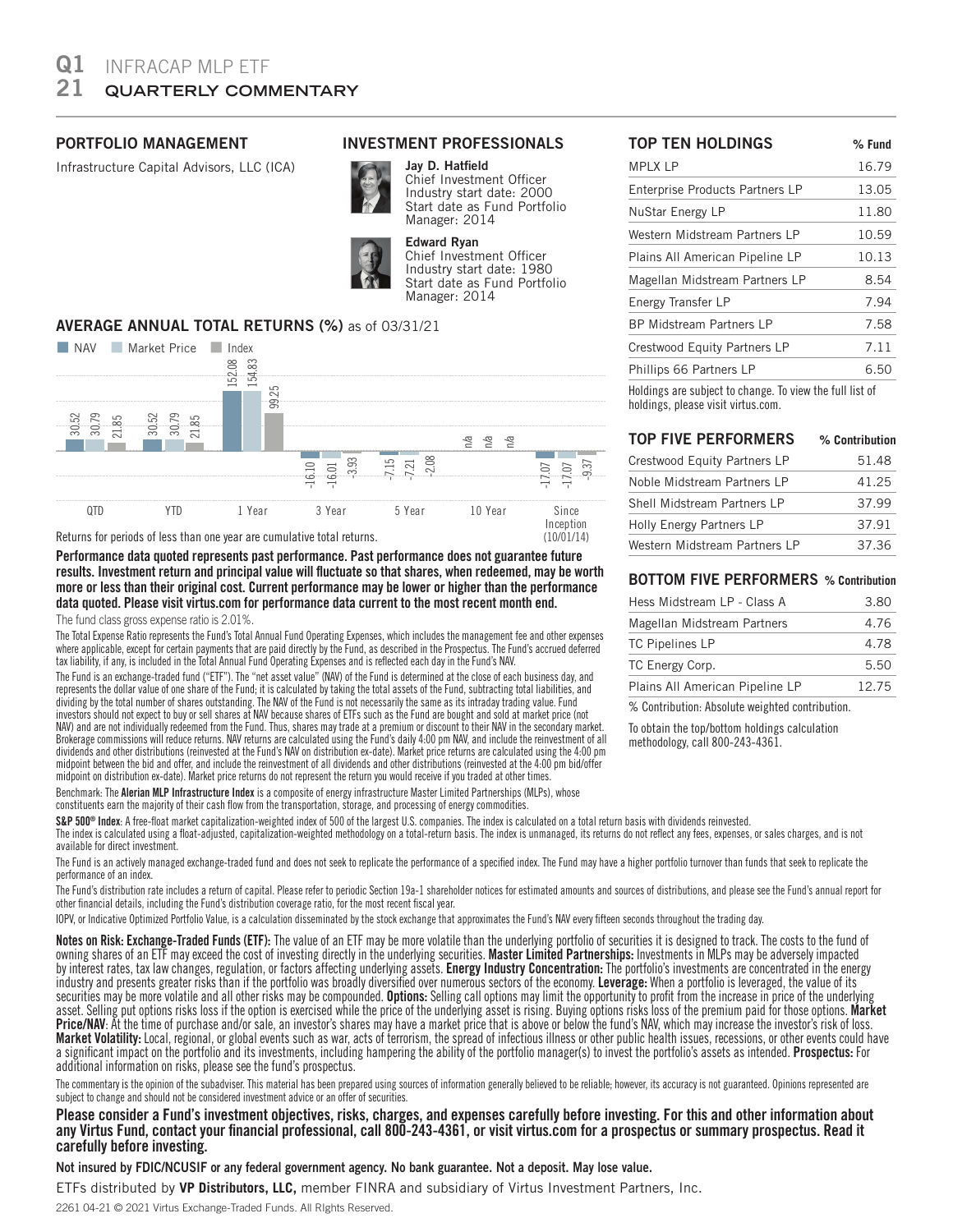# Q1 21 INFRACAP MLP ETF
## QUARTERLY COMMENTARY

### PORTFOLIO MANAGEMENT

Infrastructure Capital Advisors, LLC (ICA)

### INVESTMENT PROFESSIONALS

**Jay D. Hatfield**
Chief Investment Officer
Industry start date: 2000
Start date as Fund Portfolio Manager: 2014

**Edward Ryan**
Chief Investment Officer
Industry start date: 1980
Start date as Fund Portfolio Manager: 2014

### AVERAGE ANNUAL TOTAL RETURNS (%) as of 03/31/21

NAV | Market Price | Index

QTD: 30.52 30.79 21.85
YTD: 30.52 30.79 21.85
1 Year: 152.08 154.83 99.25
3 Year: -16.10 -16.01 -3.93
5 Year: -7.15 -7.21 -2.08
10 Year: n/a n/a n/a
Since Inception (10/01/14): -17.07 -17.07 -9.37

Returns for periods of less than one year are cumulative total returns.

**Performance data quoted represents past performance. Past performance does not guarantee future results. Investment return and principal value will fluctuate so that shares, when redeemed, may be worth more or less than their original cost. Current performance may be lower or higher than the performance data quoted. Please visit virtus.com for performance data current to the most recent month end.**

The fund class gross expense ratio is 2.01%.

The Total Expense Ratio represents the Fund's Total Annual Fund Operating Expenses, which includes the management fee and other expenses where applicable, except for certain payments that are paid directly by the Fund, as described in the Prospectus. The Fund's accrued deferred tax liability, if any, is included in the Total Annual Fund Operating Expenses and is reflected each day in the Fund's NAV.

The Fund is an exchange-traded fund ("ETF"). The "net asset value" (NAV) of the Fund is determined at the close of each business day, and represents the dollar value of one share of the Fund; it is calculated by taking the total assets of the Fund, subtracting total liabilities, and dividing by the total number of shares outstanding. The NAV of the Fund is not necessarily the same as its intraday trading value. Fund investors should not expect to buy or sell shares at NAV because shares of ETFs such as the Fund are bought and sold at market price (not NAV) and are not individually redeemed from the Fund. Thus, shares may trade at a premium or discount to their NAV in the secondary market. Brokerage commissions will reduce returns. NAV returns are calculated using the Fund's daily 4:00 pm NAV, and include the reinvestment of all dividends and other distributions (reinvested at the Fund's NAV on distribution ex-date). Market price returns are calculated using the 4:00 pm midpoint between the bid and offer, and include the reinvestment of all dividends and other distributions (reinvested at the 4:00 pm bid/offer midpoint on distribution ex-date). Market price returns do not represent the return you would receive if you traded at other times.

Benchmark: The **Alerian MLP Infrastructure Index** is a composite of energy infrastructure Master Limited Partnerships (MLPs), whose constituents earn the majority of their cash flow from the transportation, storage, and processing of energy commodities.

### TOP TEN HOLDINGS

| | % Fund |
|---|---|
| MPLX LP | 16.79 |
| Enterprise Products Partners LP | 13.05 |
| NuStar Energy LP | 11.80 |
| Western Midstream Partners LP | 10.59 |
| Plains All American Pipeline LP | 10.13 |
| Magellan Midstream Partners LP | 8.54 |
| Energy Transfer LP | 7.94 |
| BP Midstream Partners LP | 7.58 |
| Crestwood Equity Partners LP | 7.11 |
| Phillips 66 Partners LP | 6.50 |

Holdings are subject to change. To view the full list of holdings, please visit virtus.com.

### TOP FIVE PERFORMERS

| | % Contribution |
|---|---|
| Crestwood Equity Partners LP | 51.48 |
| Noble Midstream Partners LP | 41.25 |
| Shell Midstream Partners LP | 37.99 |
| Holly Energy Partners LP | 37.91 |
| Western Midstream Partners LP | 37.36 |

### BOTTOM FIVE PERFORMERS

| | % Contribution |
|---|---|
| Hess Midstream LP - Class A | 3.80 |
| Magellan Midstream Partners | 4.76 |
| TC Pipelines LP | 4.78 |
| TC Energy Corp. | 5.50 |
| Plains All American Pipeline LP | 12.75 |

% Contribution: Absolute weighted contribution.

To obtain the top/bottom holdings calculation methodology, call 800-243-4361.

**S&P 500® Index**: A free-float market capitalization-weighted index of 500 of the largest U.S. companies. The index is calculated on a total return basis with dividends reinvested.

The index is calculated using a float-adjusted, capitalization-weighted methodology on a total-return basis. The index is unmanaged, its returns do not reflect any fees, expenses, or sales charges, and is not available for direct investment.

The Fund is an actively managed exchange-traded fund and does not seek to replicate the performance of a specified index. The Fund may have a higher portfolio turnover than funds that seek to replicate the performance of an index.

The Fund's distribution rate includes a return of capital. Please refer to periodic Section 19a-1 shareholder notices for estimated amounts and sources of distributions, and please see the Fund's annual report for other financial details, including the Fund's distribution coverage ratio, for the most recent fiscal year.

IOPV, or Indicative Optimized Portfolio Value, is a calculation disseminated by the stock exchange that approximates the Fund's NAV every fifteen seconds throughout the trading day.

**Notes on Risk: Exchange-Traded Funds (ETF):** The value of an ETF may be more volatile than the underlying portfolio of securities it is designed to track. The costs to the fund of owning shares of an ETF may exceed the cost of investing directly in the underlying securities. **Master Limited Partnerships:** Investments in MLPs may be adversely impacted by interest rates, tax law changes, regulation, or factors affecting underlying assets. **Energy Industry Concentration:** The portfolio's investments are concentrated in the energy industry and presents greater risks than if the portfolio was broadly diversified over numerous sectors of the economy. **Leverage:** When a portfolio is leveraged, the value of its securities may be more volatile and all other risks may be compounded. **Options:** Selling call options may limit the opportunity to profit from the increase in price of the underlying asset. Selling put options risks loss if the option is exercised while the price of the underlying asset is rising. Buying options risks loss of the premium paid for those options. **Market Price/NAV**: At the time of purchase and/or sale, an investor's shares may have a market price that is above or below the fund's NAV, which may increase the investor's risk of loss. **Market Volatility:** Local, regional, or global events such as war, acts of terrorism, the spread of infectious illness or other public health issues, recessions, or other events could have a significant impact on the portfolio and its investments, including hampering the ability of the portfolio manager(s) to invest the portfolio's assets as intended. **Prospectus:** For additional information on risks, please see the fund's prospectus.

The commentary is the opinion of the subadviser. This material has been prepared using sources of information generally believed to be reliable; however, its accuracy is not guaranteed. Opinions represented are subject to change and should not be considered investment advice or an offer of securities.

**Please consider a Fund's investment objectives, risks, charges, and expenses carefully before investing. For this and other information about any Virtus Fund, contact your financial professional, call 800-243-4361, or visit virtus.com for a prospectus or summary prospectus. Read it carefully before investing.**

**Not insured by FDIC/NCUSIF or any federal government agency. No bank guarantee. Not a deposit. May lose value.**

ETFs distributed by **VP Distributors, LLC,** member FINRA and subsidiary of Virtus Investment Partners, Inc.

2261 04-21 © 2021 Virtus Exchange-Traded Funds. All RIghts Reserved.